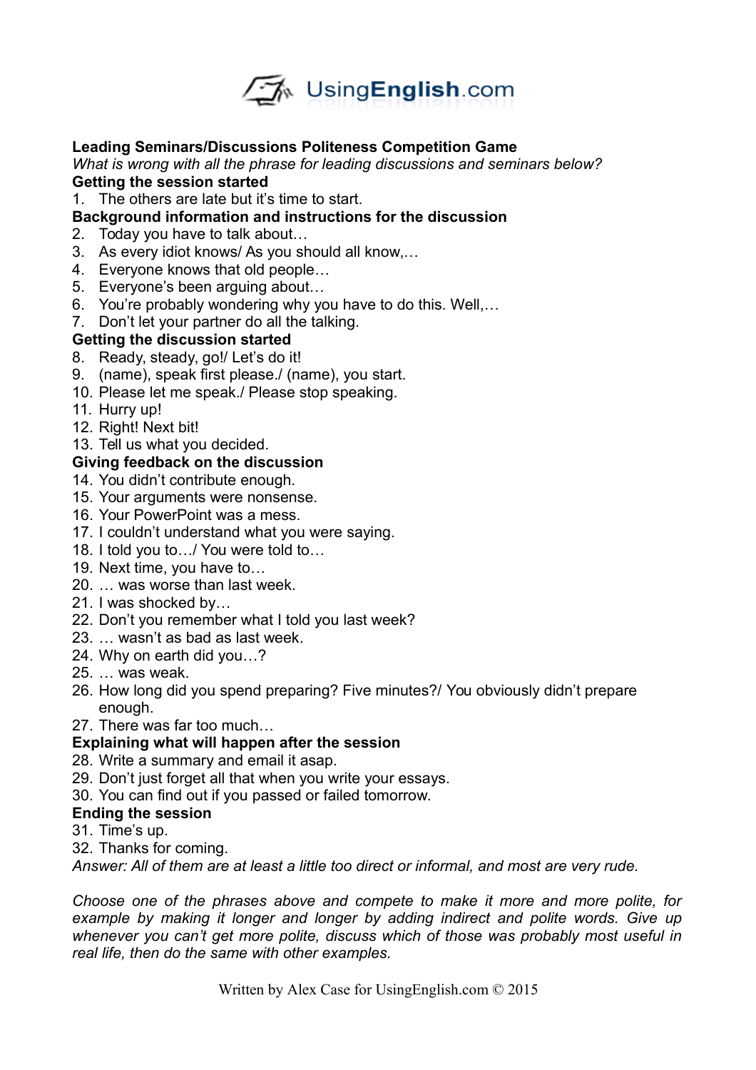UsingEnglish.com

**Leading Seminars/Discussions Politeness Competition Game**

*What is wrong with all the phrase for leading discussions and seminars below?*

**Getting the session started**

1. The others are late but it's time to start.

**Background information and instructions for the discussion**

2. Today you have to talk about…
3. As every idiot knows/ As you should all know,…
4. Everyone knows that old people…
5. Everyone's been arguing about…
6. You're probably wondering why you have to do this. Well,…
7. Don't let your partner do all the talking.

**Getting the discussion started**

8. Ready, steady, go!/ Let's do it!
9. (name), speak first please./ (name), you start.
10. Please let me speak./ Please stop speaking.
11. Hurry up!
12. Right! Next bit!
13. Tell us what you decided.

**Giving feedback on the discussion**

14. You didn't contribute enough.
15. Your arguments were nonsense.
16. Your PowerPoint was a mess.
17. I couldn't understand what you were saying.
18. I told you to…/ You were told to…
19. Next time, you have to…
20. … was worse than last week.
21. I was shocked by…
22. Don't you remember what I told you last week?
23. … wasn't as bad as last week.
24. Why on earth did you…?
25. … was weak.
26. How long did you spend preparing? Five minutes?/ You obviously didn't prepare enough.
27. There was far too much…

**Explaining what will happen after the session**

28. Write a summary and email it asap.
29. Don't just forget all that when you write your essays.
30. You can find out if you passed or failed tomorrow.

**Ending the session**

31. Time's up.
32. Thanks for coming.

*Answer: All of them are at least a little too direct or informal, and most are very rude.*

*Choose one of the phrases above and compete to make it more and more polite, for example by making it longer and longer by adding indirect and polite words. Give up whenever you can't get more polite, discuss which of those was probably most useful in real life, then do the same with other examples.*

Written by Alex Case for UsingEnglish.com © 2015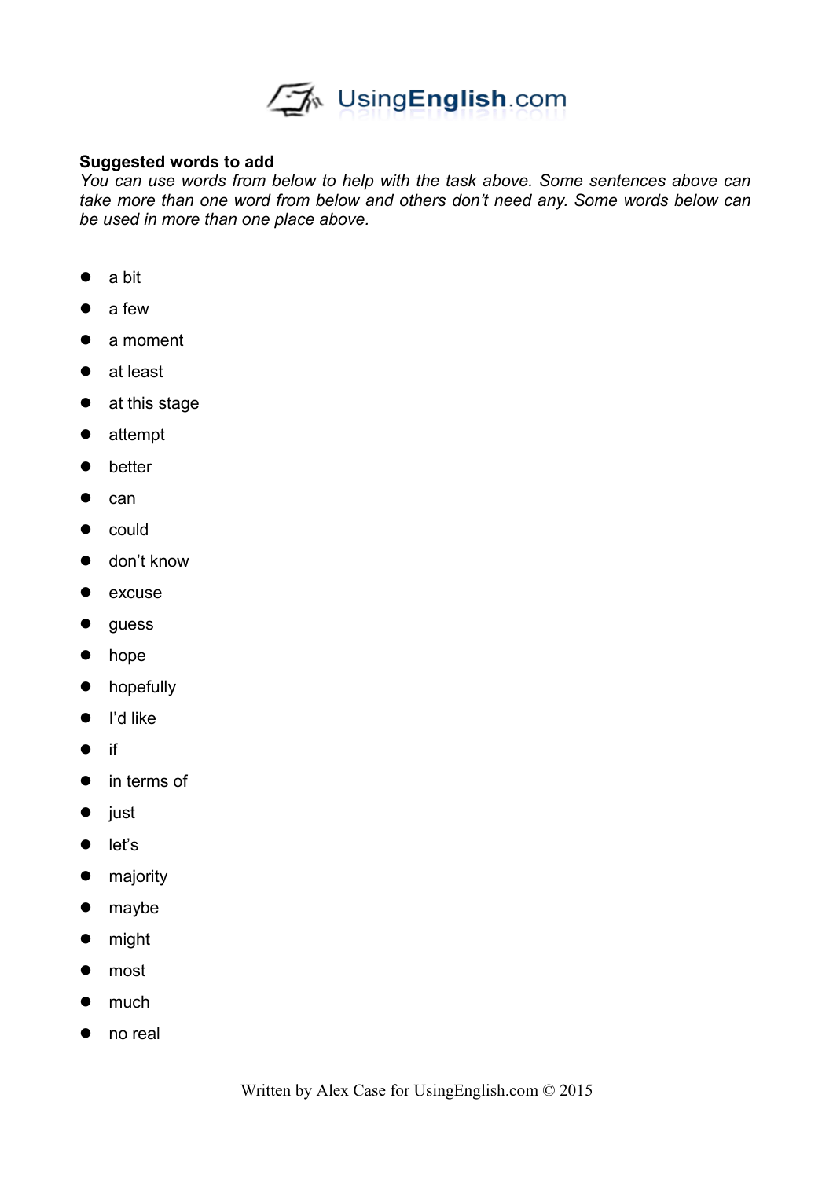**Suggested words to add**

*You can use words from below to help with the task above. Some sentences above can take more than one word from below and others don't need any. Some words below can be used in more than one place above.*

- a bit
- a few
- a moment
- at least
- at this stage
- attempt
- better
- can
- could
- don't know
- excuse
- guess
- hope
- hopefully
- I'd like
- if
- in terms of
- just
- let's
- majority
- maybe
- might
- most
- much
- no real

Written by Alex Case for UsingEnglish.com © 2015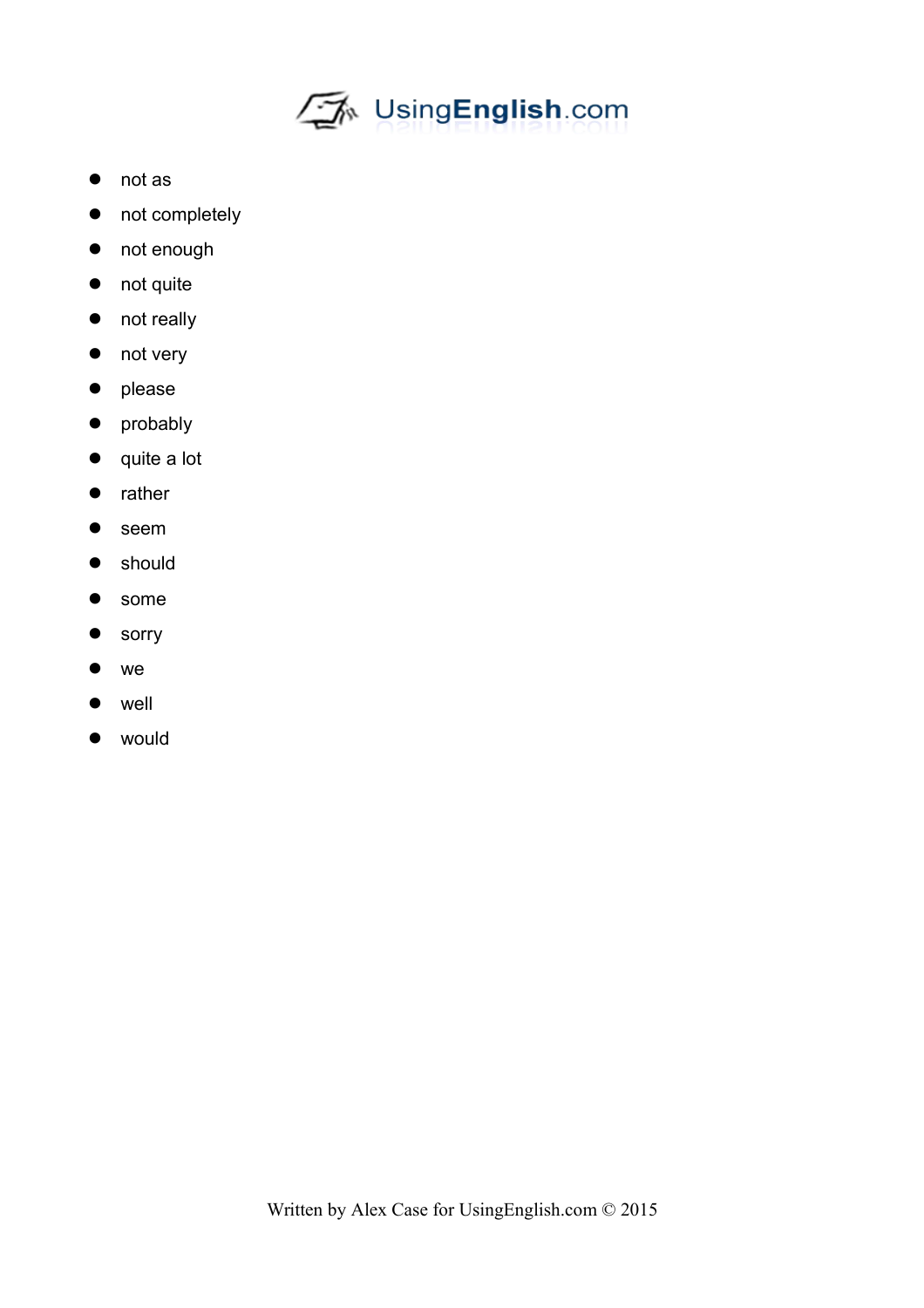- not as
- not completely
- not enough
- not quite
- not really
- not very
- please
- probably
- quite a lot
- rather
- seem
- should
- some
- sorry
- we
- well
- would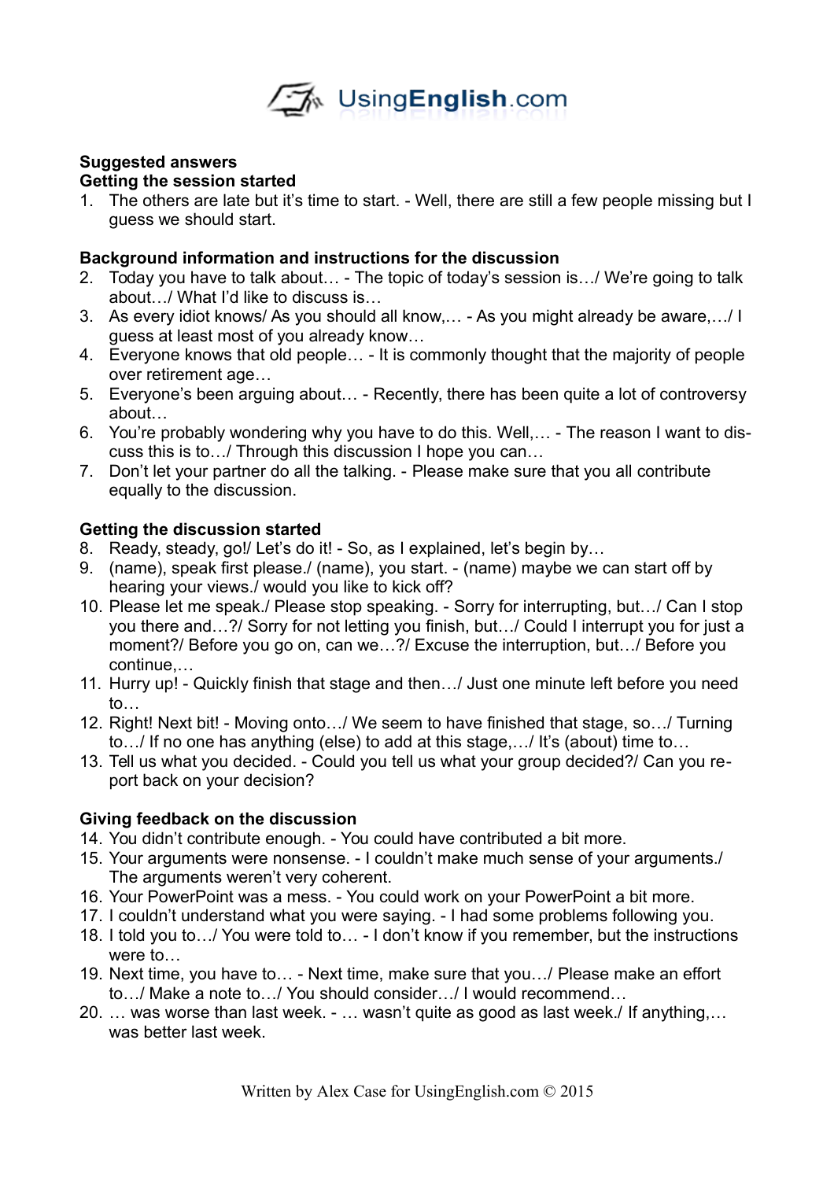**Suggested answers**

**Getting the session started**

1. The others are late but it's time to start. - Well, there are still a few people missing but I guess we should start.

**Background information and instructions for the discussion**

2. Today you have to talk about… - The topic of today's session is…/ We're going to talk about…/ What I'd like to discuss is…
3. As every idiot knows/ As you should all know,… - As you might already be aware,…/ I guess at least most of you already know…
4. Everyone knows that old people… - It is commonly thought that the majority of people over retirement age…
5. Everyone's been arguing about… - Recently, there has been quite a lot of controversy about…
6. You're probably wondering why you have to do this. Well,… - The reason I want to discuss this is to…/ Through this discussion I hope you can…
7. Don't let your partner do all the talking. - Please make sure that you all contribute equally to the discussion.

**Getting the discussion started**

8. Ready, steady, go!/ Let's do it! - So, as I explained, let's begin by…
9. (name), speak first please./ (name), you start. - (name) maybe we can start off by hearing your views./ would you like to kick off?
10. Please let me speak./ Please stop speaking. - Sorry for interrupting, but…/ Can I stop you there and…?/ Sorry for not letting you finish, but…/ Could I interrupt you for just a moment?/ Before you go on, can we…?/ Excuse the interruption, but…/ Before you continue,…
11. Hurry up! - Quickly finish that stage and then…/ Just one minute left before you need to…
12. Right! Next bit! - Moving onto…/ We seem to have finished that stage, so…/ Turning to…/ If no one has anything (else) to add at this stage,…/ It's (about) time to…
13. Tell us what you decided. - Could you tell us what your group decided?/ Can you report back on your decision?

**Giving feedback on the discussion**

14. You didn't contribute enough. - You could have contributed a bit more.
15. Your arguments were nonsense. - I couldn't make much sense of your arguments./ The arguments weren't very coherent.
16. Your PowerPoint was a mess. - You could work on your PowerPoint a bit more.
17. I couldn't understand what you were saying. - I had some problems following you.
18. I told you to…/ You were told to… - I don't know if you remember, but the instructions were to…
19. Next time, you have to… - Next time, make sure that you…/ Please make an effort to…/ Make a note to…/ You should consider…/ I would recommend…
20. … was worse than last week. - … wasn't quite as good as last week./ If anything,… was better last week.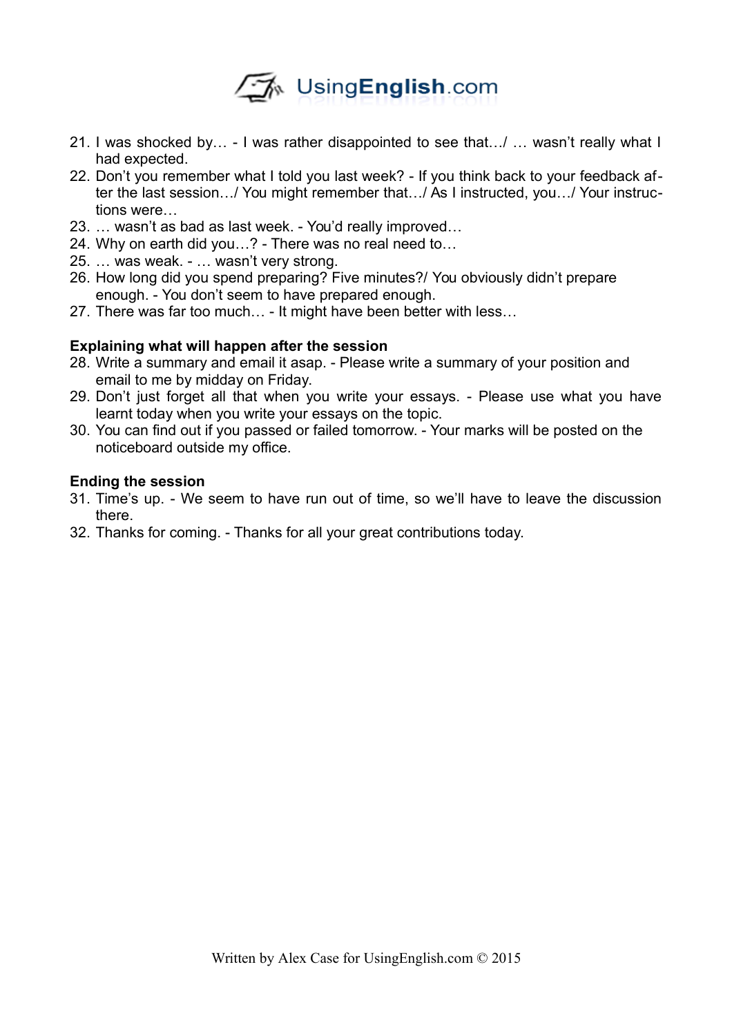21. I was shocked by… - I was rather disappointed to see that…/ … wasn't really what I had expected.
22. Don't you remember what I told you last week? - If you think back to your feedback after the last session…/ You might remember that…/ As I instructed, you…/ Your instructions were…
23. … wasn't as bad as last week. - You'd really improved…
24. Why on earth did you…? - There was no real need to…
25. … was weak. - … wasn't very strong.
26. How long did you spend preparing? Five minutes?/ You obviously didn't prepare enough. - You don't seem to have prepared enough.
27. There was far too much… - It might have been better with less…

**Explaining what will happen after the session**

28. Write a summary and email it asap. - Please write a summary of your position and email to me by midday on Friday.
29. Don't just forget all that when you write your essays. - Please use what you have learnt today when you write your essays on the topic.
30. You can find out if you passed or failed tomorrow. - Your marks will be posted on the noticeboard outside my office.

**Ending the session**

31. Time's up. - We seem to have run out of time, so we'll have to leave the discussion there.
32. Thanks for coming. - Thanks for all your great contributions today.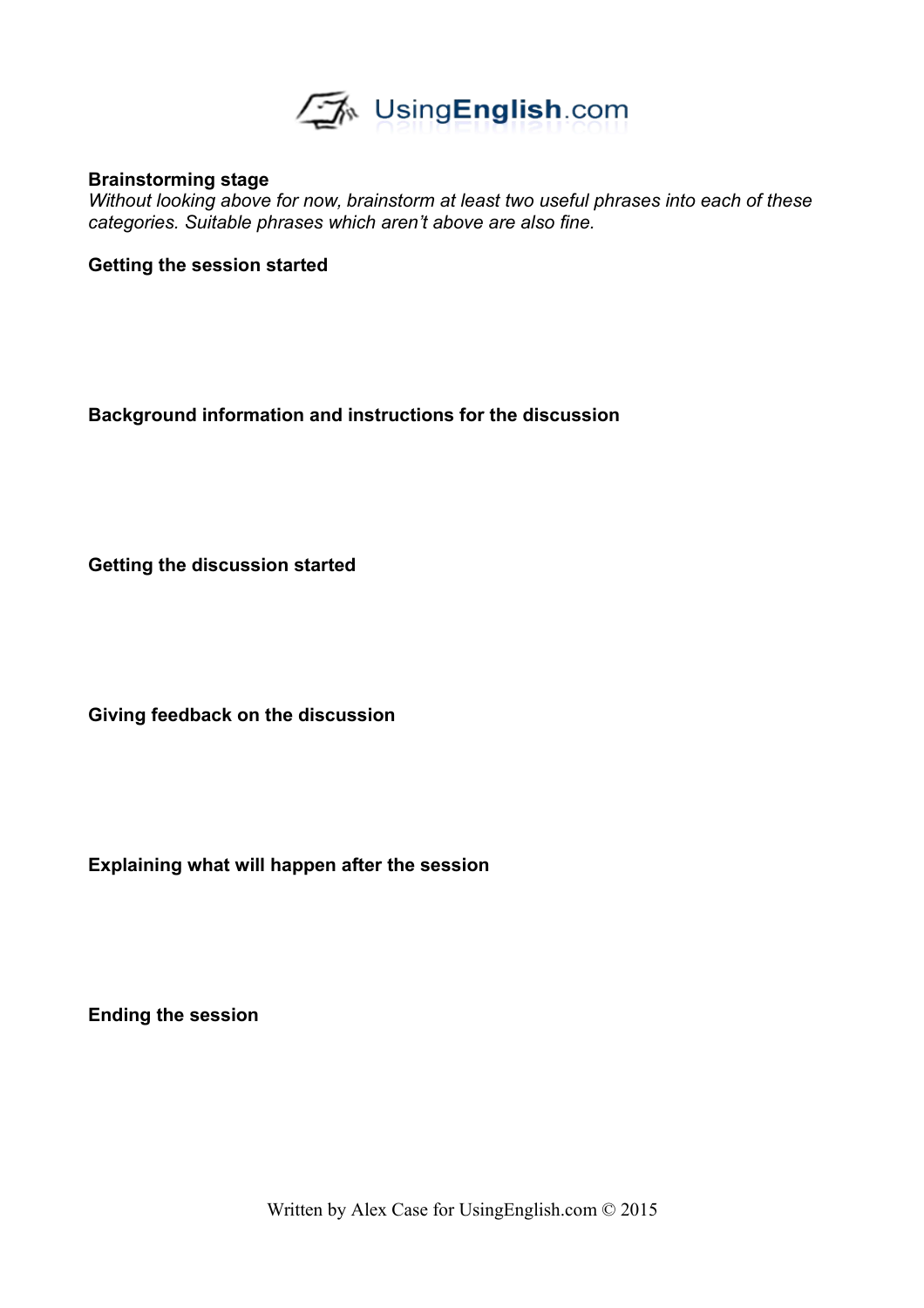**Brainstorming stage**

*Without looking above for now, brainstorm at least two useful phrases into each of these categories. Suitable phrases which aren't above are also fine.*

**Getting the session started**

**Background information and instructions for the discussion**

**Getting the discussion started**

**Giving feedback on the discussion**

**Explaining what will happen after the session**

**Ending the session**

Written by Alex Case for UsingEnglish.com © 2015